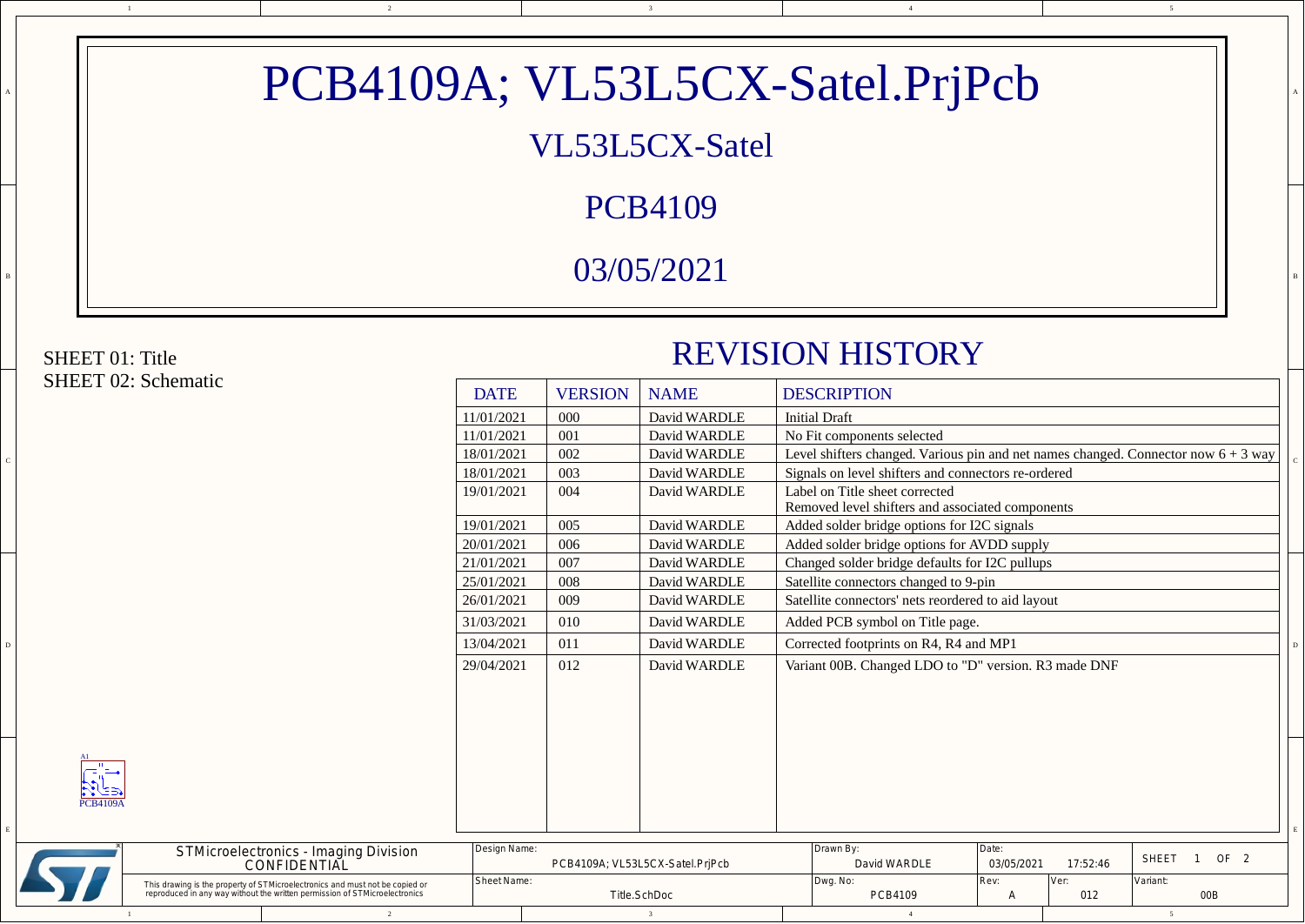# PCB4109A; VL53L5CX-Satel.PrjPcb

## VL53L5CX-Satel

## PCB4109

## 03/05/2021

SHEET 01: Title
SHEET 02: Schematic

## REVISION HISTORY

| DATE | VERSION | NAME | DESCRIPTION |
|---|---|---|---|
| 11/01/2021 | 000 | David WARDLE | Initial Draft |
| 11/01/2021 | 001 | David WARDLE | No Fit components selected |
| 18/01/2021 | 002 | David WARDLE | Level shifters changed. Various pin and net names changed. Connector now 6 + 3 way |
| 18/01/2021 | 003 | David WARDLE | Signals on level shifters and connectors re-ordered |
| 19/01/2021 | 004 | David WARDLE | Label on Title sheet corrected<br>Removed level shifters and associated components |
| 19/01/2021 | 005 | David WARDLE | Added solder bridge options for I2C signals |
| 20/01/2021 | 006 | David WARDLE | Added solder bridge options for AVDD supply |
| 21/01/2021 | 007 | David WARDLE | Changed solder bridge defaults for I2C pullups |
| 25/01/2021 | 008 | David WARDLE | Satellite connectors changed to 9-pin |
| 26/01/2021 | 009 | David WARDLE | Satellite connectors' nets reordered to aid layout |
| 31/03/2021 | 010 | David WARDLE | Added PCB symbol on Title page. |
| 13/04/2021 | 011 | David WARDLE | Corrected footprints on R4, R4 and MP1 |
| 29/04/2021 | 012 | David WARDLE | Variant 00B. Changed LDO to "D" version. R3 made DNF |

A1
PCB4109A

STMicroelectronics - Imaging Division
CONFIDENTIAL

This drawing is the property of STMicroelectronics and must not be copied or reproduced in any way without the written permission of STMicroelectronics

| Design Name: | Drawn By: | Date: | | |
|---|---|---|---|---|
| PCB4109A; VL53L5CX-Satel.PrjPcb | David WARDLE | 03/05/2021 17:52:46 | | SHEET 1 OF 2 |
| Sheet Name: | Dwg. No: | Rev: | Ver: | Variant: |
| Title.SchDoc | PCB4109 | A | 012 | 00B |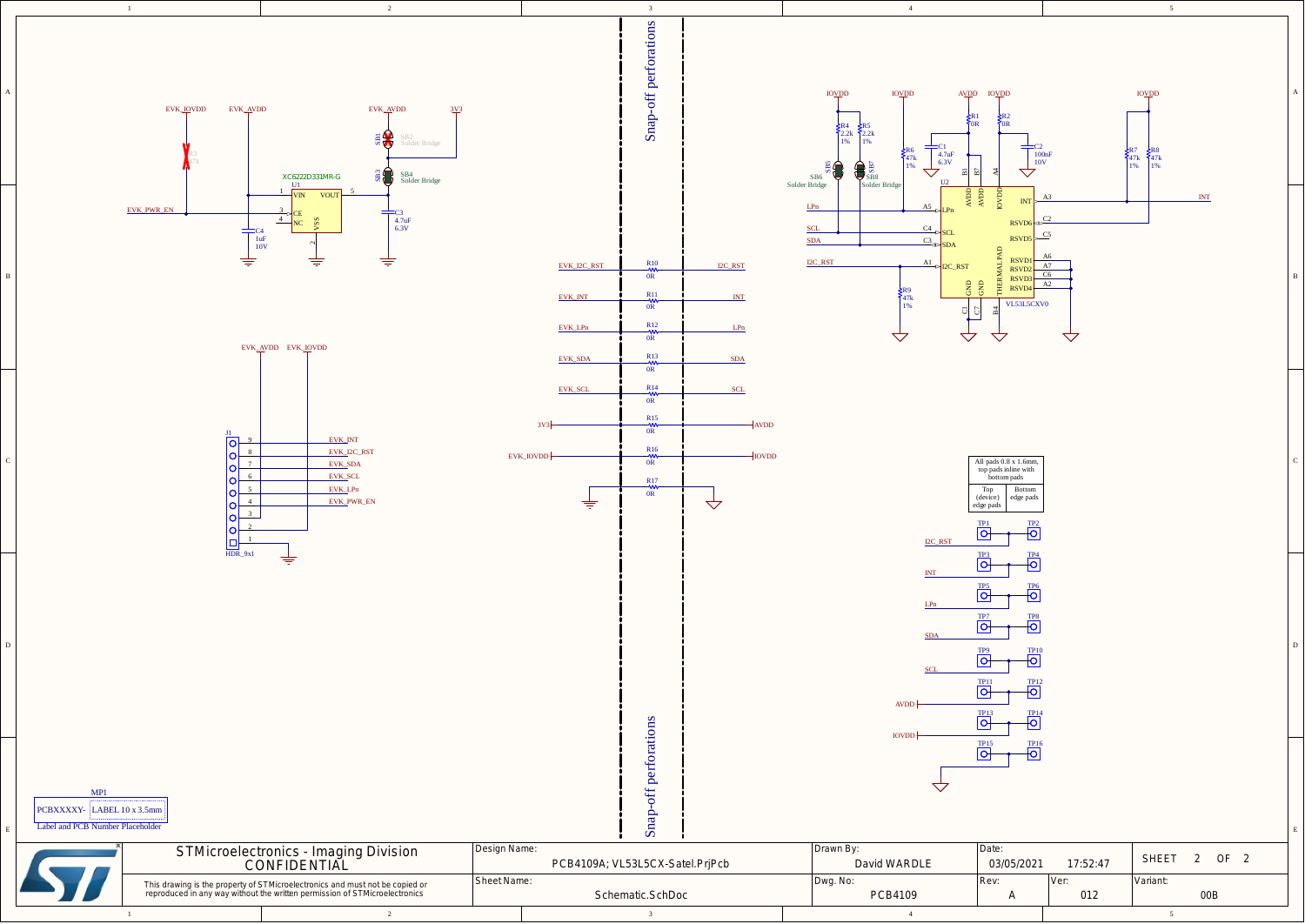Snap-off perforations

EVK_IOVDD EVK_AVDD

R3
47k

EVK_AVDD 3V3

SB1 SB2 Solder Bridge

SB3 SB4 Solder Bridge

XC6222D331MR-G
U1

1 VIN VOUT 5
3 CE
4 NC
VSS 2

EVK_PWR_EN

C4 1uF 10V

C3 4.7uF 6.3V

IOVDD IOVDD AVDD IOVDD IOVDD

R4 2.2k 1%
R5 2.2k 1%
R6 47k 1%
R1 0R
R2 0R
C1 4.7uF 6.3V
C2 100nF 10V
R7 47k 1%
R8 47k 1%

SB5 SB6 Solder Bridge
SB7 SB8 Solder Bridge

U2
VL53L5CXV0

LPn A5
SCL C4
SDA C3
I2C_RST A1
R9 47k 1%

INT A3
RSVD6 C2
RSVD5 C5
RSVD1 A6
RSVD2 A7
RSVD3 C6
RSVD4 A2

AVDD B1, AVDD B7, IOVDD A4, GND C1, GND C7, THERMAL PAD B4

INT

| EVK side | Resistor | Sensor side |
|---|---|---|
| EVK_I2C_RST | R10 0R | I2C_RST |
| EVK_INT | R11 0R | INT |
| EVK_LPn | R12 0R | LPn |
| EVK_SDA | R13 0R | SDA |
| EVK_SCL | R14 0R | SCL |
| 3V3 | R15 0R | AVDD |
| EVK_IOVDD | R16 0R | IOVDD |
| GND | R17 0R | GND |

EVK_AVDD EVK_IOVDD

J1
HDR_9x1

| Pin | Signal |
|---|---|
| 9 | EVK_INT |
| 8 | EVK_I2C_RST |
| 7 | EVK_SDA |
| 6 | EVK_SCL |
| 5 | EVK_LPn |
| 4 | EVK_PWR_EN |
| 3 | EVK_AVDD |
| 2 | EVK_IOVDD |
| 1 | GND |

All pads 0.8 x 1.6mm, top pads inline with bottom pads

| Top (device) edge pads | Bottom edge pads | Signal |
|---|---|---|
| TP1 | TP2 | I2C_RST |
| TP3 | TP4 | INT |
| TP5 | TP6 | LPn |
| TP7 | TP8 | SDA |
| TP9 | TP10 | SCL |
| TP11 | TP12 | AVDD |
| TP13 | TP14 | IOVDD |
| TP15 | TP16 | GND |

MP1
PCBXXXXY- LABEL 10 x 3.5mm
Label and PCB Number Placeholder

Snap-off perforations

| | | | |
|---|---|---|---|
| STMicroelectronics - Imaging Division CONFIDENTIAL | Design Name: PCB4109A; VL53L5CX-Satel.PrjPcb | Drawn By: David WARDLE | Date: 03/05/2021 17:52:47 |
| This drawing is the property of STMicroelectronics and must not be copied or reproduced in any way without the written permission of STMicroelectronics | Sheet Name: Schematic.SchDoc | Dwg. No: PCB4109 | Rev: A Ver: 012 Variant: 00B |